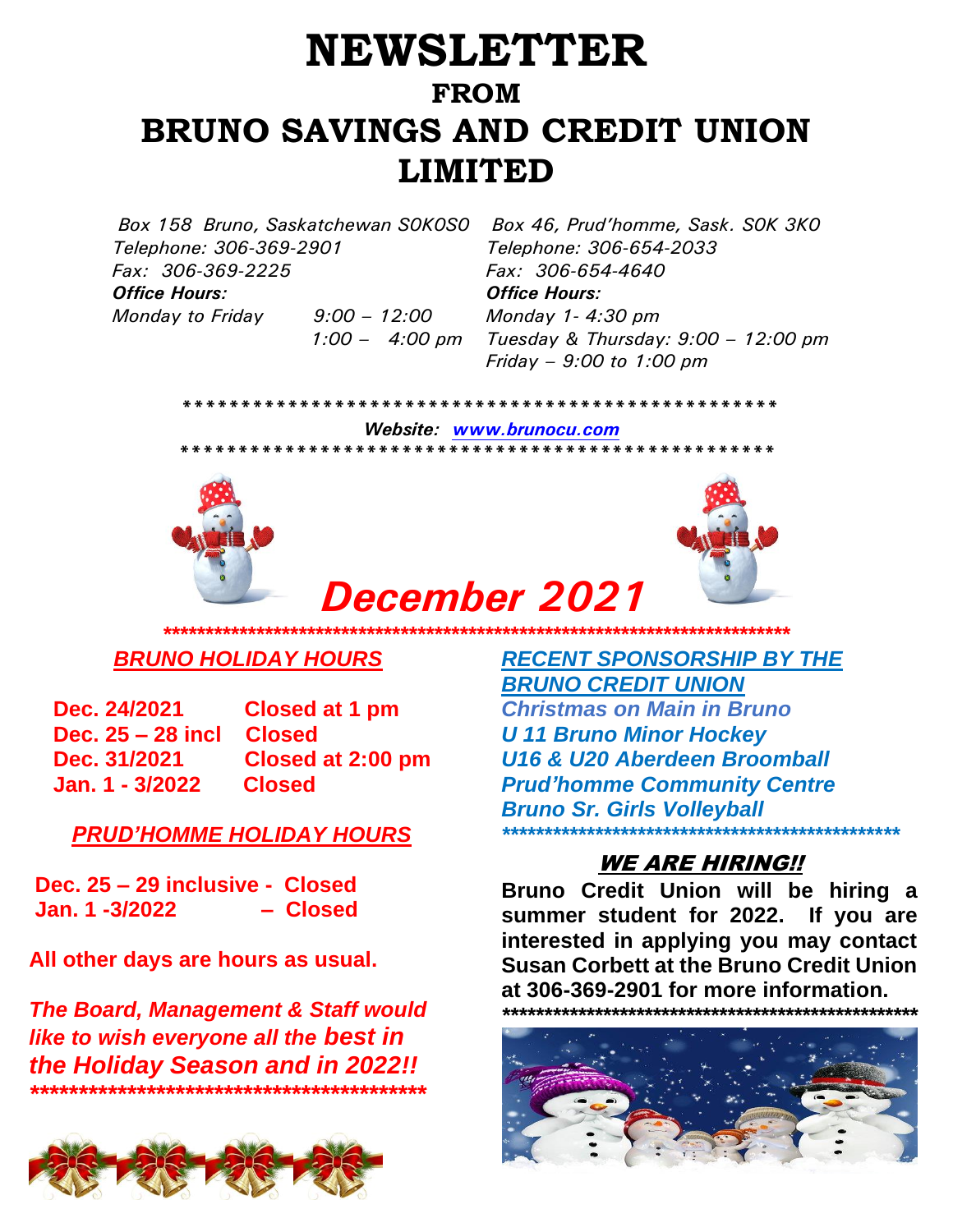# NEWSLETTER

## FROM

# BRUNO SAVINGS AND CREDIT UNION LIMITED

*Box 158 Bruno, Saskatchewan S0K0S0*
*Telephone: 306-369-2901*
*Fax: 306-369-2225*
***Office Hours:***
*Monday to Friday 9:00 – 12:00*
*1:00 – 4:00 pm*

*Box 46, Prud'homme, Sask. S0K 3K0*
*Telephone: 306-654-2033*
*Fax: 306-654-4640*
***Office Hours:***
*Monday 1- 4:30 pm*
*Tuesday & Thursday: 9:00 – 12:00 pm*
*Friday – 9:00 to 1:00 pm*

***************************************************

***Website: [www.brunocu.com](http://www.brunocu.com)***

***************************************************

# *December 2021*

***************************************************************************

## *BRUNO HOLIDAY HOURS*

| | |
|---|---|
| **Dec. 24/2021** | **Closed at 1 pm** |
| **Dec. 25 – 28 incl** | **Closed** |
| **Dec. 31/2021** | **Closed at 2:00 pm** |
| **Jan. 1 - 3/2022** | **Closed** |

## *PRUD'HOMME HOLIDAY HOURS*

**Dec. 25 – 29 inclusive - Closed**
**Jan. 1 -3/2022 – Closed**

**All other days are hours as usual.**

***The Board, Management & Staff would like to wish everyone all the best in the Holiday Season and in 2022!!***

*******************************************

## *RECENT SPONSORSHIP BY THE BRUNO CREDIT UNION*

***Christmas on Main in Bruno***
***U 11 Bruno Minor Hockey***
***U16 & U20 Aberdeen Broomball***
***Prud'homme Community Centre***
***Bruno Sr. Girls Volleyball***

***********************************************

## *WE ARE HIRING!!*

**Bruno Credit Union will be hiring a summer student for 2022. If you are interested in applying you may contact Susan Corbett at the Bruno Credit Union at 306-369-2901 for more information.**

**************************************************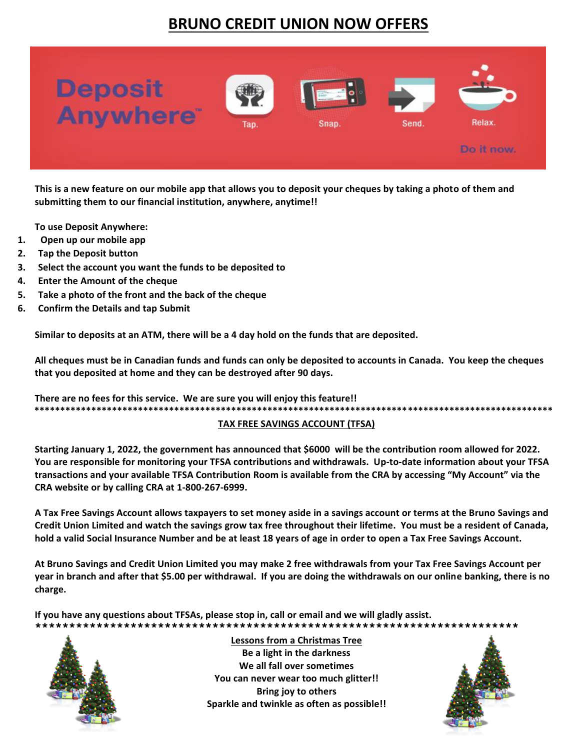# BRUNO CREDIT UNION NOW OFFERS

Deposit Anywhere™

Tap. Snap. Send. Relax.

Do it now.

**This is a new feature on our mobile app that allows you to deposit your cheques by taking a photo of them and submitting them to our financial institution, anywhere, anytime!!**

**To use Deposit Anywhere:**

1. **Open up our mobile app**
2. **Tap the Deposit button**
3. **Select the account you want the funds to be deposited to**
4. **Enter the Amount of the cheque**
5. **Take a photo of the front and the back of the cheque**
6. **Confirm the Details and tap Submit**

**Similar to deposits at an ATM, there will be a 4 day hold on the funds that are deposited.**

**All cheques must be in Canadian funds and funds can only be deposited to accounts in Canada. You keep the cheques that you deposited at home and they can be destroyed after 90 days.**

**There are no fees for this service. We are sure you will enjoy this feature!!**

****************************************************************************************************

## TAX FREE SAVINGS ACCOUNT (TFSA)

**Starting January 1, 2022, the government has announced that $6000 will be the contribution room allowed for 2022. You are responsible for monitoring your TFSA contributions and withdrawals. Up-to-date information about your TFSA transactions and your available TFSA Contribution Room is available from the CRA by accessing "My Account" via the CRA website or by calling CRA at 1-800-267-6999.**

**A Tax Free Savings Account allows taxpayers to set money aside in a savings account or terms at the Bruno Savings and Credit Union Limited and watch the savings grow tax free throughout their lifetime. You must be a resident of Canada, hold a valid Social Insurance Number and be at least 18 years of age in order to open a Tax Free Savings Account.**

**At Bruno Savings and Credit Union Limited you may make 2 free withdrawals from your Tax Free Savings Account per year in branch and after that $5.00 per withdrawal. If you are doing the withdrawals on our online banking, there is no charge.**

**If you have any questions about TFSAs, please stop in, call or email and we will gladly assist.**

**************************************************************************

**Lessons from a Christmas Tree**

**Be a light in the darkness**
**We all fall over sometimes**
**You can never wear too much glitter!!**
**Bring joy to others**
**Sparkle and twinkle as often as possible!!**